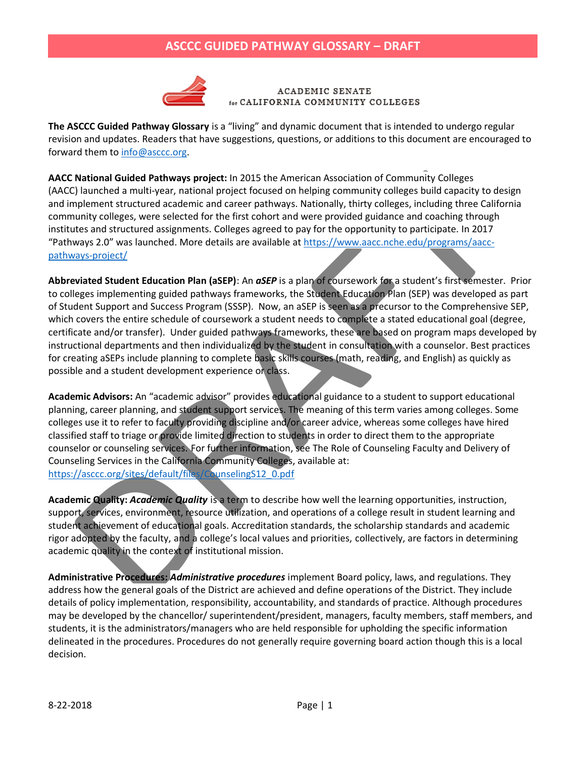# ASCCC GUIDED PATHWAY GLOSSARY – DRAFT

ACADEMIC SENATE for CALIFORNIA COMMUNITY COLLEGES

**The ASCCC Guided Pathway Glossary** is a "living" and dynamic document that is intended to undergo regular revision and updates. Readers that have suggestions, questions, or additions to this document are encouraged to forward them to info@asccc.org.

**AACC National Guided Pathways project:** In 2015 the American Association of Community Colleges (AACC) launched a multi-year, national project focused on helping community colleges build capacity to design and implement structured academic and career pathways. Nationally, thirty colleges, including three California community colleges, were selected for the first cohort and were provided guidance and coaching through institutes and structured assignments. Colleges agreed to pay for the opportunity to participate. In 2017 "Pathways 2.0" was launched. More details are available at https://www.aacc.nche.edu/programs/aacc-pathways-project/

**Abbreviated Student Education Plan (aSEP)**: An ***aSEP*** is a plan of coursework for a student's first semester. Prior to colleges implementing guided pathways frameworks, the Student Education Plan (SEP) was developed as part of Student Support and Success Program (SSSP). Now, an aSEP is seen as a precursor to the Comprehensive SEP, which covers the entire schedule of coursework a student needs to complete a stated educational goal (degree, certificate and/or transfer). Under guided pathways frameworks, these are based on program maps developed by instructional departments and then individualized by the student in consultation with a counselor. Best practices for creating aSEPs include planning to complete basic skills courses (math, reading, and English) as quickly as possible and a student development experience or class.

**Academic Advisors:** An "academic advisor" provides educational guidance to a student to support educational planning, career planning, and student support services. The meaning of this term varies among colleges. Some colleges use it to refer to faculty providing discipline and/or career advice, whereas some colleges have hired classified staff to triage or provide limited direction to students in order to direct them to the appropriate counselor or counseling services. For further information, see The Role of Counseling Faculty and Delivery of Counseling Services in the California Community Colleges, available at: https://asccc.org/sites/default/files/CounselingS12_0.pdf

**Academic Quality:** ***Academic Quality*** is a term to describe how well the learning opportunities, instruction, support, services, environment, resource utilization, and operations of a college result in student learning and student achievement of educational goals. Accreditation standards, the scholarship standards and academic rigor adopted by the faculty, and a college's local values and priorities, collectively, are factors in determining academic quality in the context of institutional mission.

**Administrative Procedures:** ***Administrative procedures*** implement Board policy, laws, and regulations. They address how the general goals of the District are achieved and define operations of the District. They include details of policy implementation, responsibility, accountability, and standards of practice. Although procedures may be developed by the chancellor/ superintendent/president, managers, faculty members, staff members, and students, it is the administrators/managers who are held responsible for upholding the specific information delineated in the procedures. Procedures do not generally require governing board action though this is a local decision.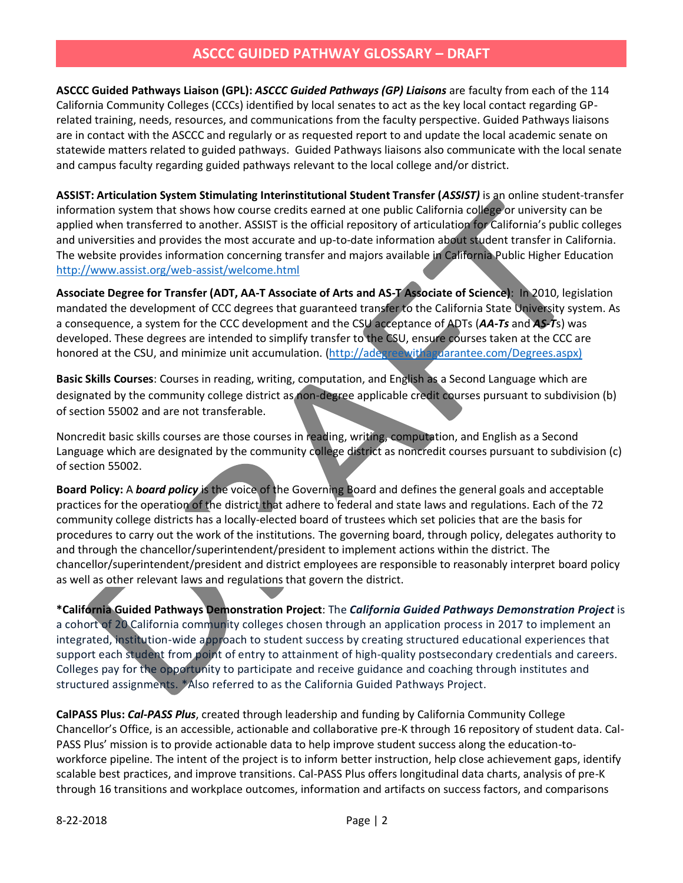## ASCCC GUIDED PATHWAY GLOSSARY – DRAFT

**ASCCC Guided Pathways Liaison (GPL):** ***ASCCC Guided Pathways (GP) Liaisons*** are faculty from each of the 114 California Community Colleges (CCCs) identified by local senates to act as the key local contact regarding GP-related training, needs, resources, and communications from the faculty perspective. Guided Pathways liaisons are in contact with the ASCCC and regularly or as requested report to and update the local academic senate on statewide matters related to guided pathways. Guided Pathways liaisons also communicate with the local senate and campus faculty regarding guided pathways relevant to the local college and/or district.

**ASSIST: Articulation System Stimulating Interinstitutional Student Transfer (*ASSIST)*** is an online student-transfer information system that shows how course credits earned at one public California college or university can be applied when transferred to another. ASSIST is the official repository of articulation for California's public colleges and universities and provides the most accurate and up-to-date information about student transfer in California. The website provides information concerning transfer and majors available in California Public Higher Education http://www.assist.org/web-assist/welcome.html

**Associate Degree for Transfer (ADT, AA-T Associate of Arts and AS-T Associate of Science)**: In 2010, legislation mandated the development of CCC degrees that guaranteed transfer to the California State University system. As a consequence, a system for the CCC development and the CSU acceptance of ADTs (***AA-Ts*** and ***AS-T***s) was developed. These degrees are intended to simplify transfer to the CSU, ensure courses taken at the CCC are honored at the CSU, and minimize unit accumulation. (http://adegreewithaguarantee.com/Degrees.aspx)

**Basic Skills Courses**: Courses in reading, writing, computation, and English as a Second Language which are designated by the community college district as non-degree applicable credit courses pursuant to subdivision (b) of section 55002 and are not transferable.

Noncredit basic skills courses are those courses in reading, writing, computation, and English as a Second Language which are designated by the community college district as noncredit courses pursuant to subdivision (c) of section 55002.

**Board Policy:** A ***board policy*** is the voice of the Governing Board and defines the general goals and acceptable practices for the operation of the district that adhere to federal and state laws and regulations. Each of the 72 community college districts has a locally-elected board of trustees which set policies that are the basis for procedures to carry out the work of the institutions. The governing board, through policy, delegates authority to and through the chancellor/superintendent/president to implement actions within the district. The chancellor/superintendent/president and district employees are responsible to reasonably interpret board policy as well as other relevant laws and regulations that govern the district.

***California Guided Pathways Demonstration Project**: The ***California Guided Pathways Demonstration Project*** is a cohort of 20 California community colleges chosen through an application process in 2017 to implement an integrated, institution-wide approach to student success by creating structured educational experiences that support each student from point of entry to attainment of high-quality postsecondary credentials and careers. Colleges pay for the opportunity to participate and receive guidance and coaching through institutes and structured assignments. *Also referred to as the California Guided Pathways Project.

**CalPASS Plus:** ***Cal-PASS Plus***, created through leadership and funding by California Community College Chancellor's Office, is an accessible, actionable and collaborative pre-K through 16 repository of student data. Cal-PASS Plus' mission is to provide actionable data to help improve student success along the education-to-workforce pipeline. The intent of the project is to inform better instruction, help close achievement gaps, identify scalable best practices, and improve transitions. Cal-PASS Plus offers longitudinal data charts, analysis of pre-K through 16 transitions and workplace outcomes, information and artifacts on success factors, and comparisons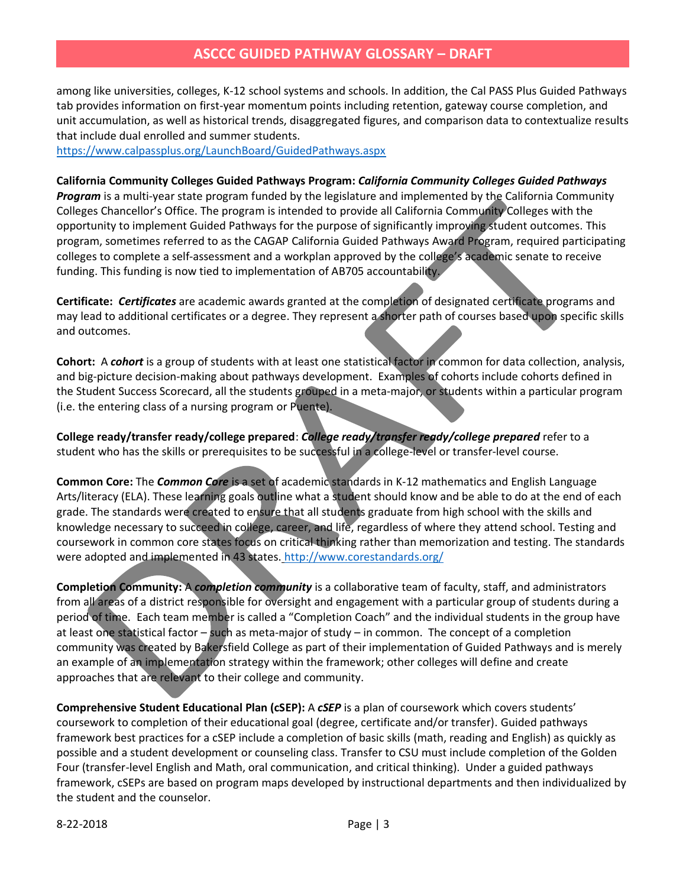among like universities, colleges, K-12 school systems and schools. In addition, the Cal PASS Plus Guided Pathways tab provides information on first-year momentum points including retention, gateway course completion, and unit accumulation, as well as historical trends, disaggregated figures, and comparison data to contextualize results that include dual enrolled and summer students.
https://www.calpassplus.org/LaunchBoard/GuidedPathways.aspx

**California Community Colleges Guided Pathways Program:** ***California Community Colleges Guided Pathways Program*** is a multi-year state program funded by the legislature and implemented by the California Community Colleges Chancellor's Office. The program is intended to provide all California Community Colleges with the opportunity to implement Guided Pathways for the purpose of significantly improving student outcomes. This program, sometimes referred to as the CAGAP California Guided Pathways Award Program, required participating colleges to complete a self-assessment and a workplan approved by the college's academic senate to receive funding. This funding is now tied to implementation of AB705 accountability.

**Certificate:** ***Certificates*** are academic awards granted at the completion of designated certificate programs and may lead to additional certificates or a degree. They represent a shorter path of courses based upon specific skills and outcomes.

**Cohort:** A ***cohort*** is a group of students with at least one statistical factor in common for data collection, analysis, and big-picture decision-making about pathways development. Examples of cohorts include cohorts defined in the Student Success Scorecard, all the students grouped in a meta-major, or students within a particular program (i.e. the entering class of a nursing program or Puente).

**College ready/transfer ready/college prepared**: ***College ready/transfer ready/college prepared*** refer to a student who has the skills or prerequisites to be successful in a college-level or transfer-level course.

**Common Core:** The ***Common Core*** is a set of academic standards in K-12 mathematics and English Language Arts/literacy (ELA). These learning goals outline what a student should know and be able to do at the end of each grade. The standards were created to ensure that all students graduate from high school with the skills and knowledge necessary to succeed in college, career, and life, regardless of where they attend school. Testing and coursework in common core states focus on critical thinking rather than memorization and testing. The standards were adopted and implemented in 43 states. http://www.corestandards.org/

**Completion Community:** A ***completion community*** is a collaborative team of faculty, staff, and administrators from all areas of a district responsible for oversight and engagement with a particular group of students during a period of time. Each team member is called a "Completion Coach" and the individual students in the group have at least one statistical factor – such as meta-major of study – in common. The concept of a completion community was created by Bakersfield College as part of their implementation of Guided Pathways and is merely an example of an implementation strategy within the framework; other colleges will define and create approaches that are relevant to their college and community.

**Comprehensive Student Educational Plan (cSEP):** A ***cSEP*** is a plan of coursework which covers students' coursework to completion of their educational goal (degree, certificate and/or transfer). Guided pathways framework best practices for a cSEP include a completion of basic skills (math, reading and English) as quickly as possible and a student development or counseling class. Transfer to CSU must include completion of the Golden Four (transfer-level English and Math, oral communication, and critical thinking). Under a guided pathways framework, cSEPs are based on program maps developed by instructional departments and then individualized by the student and the counselor.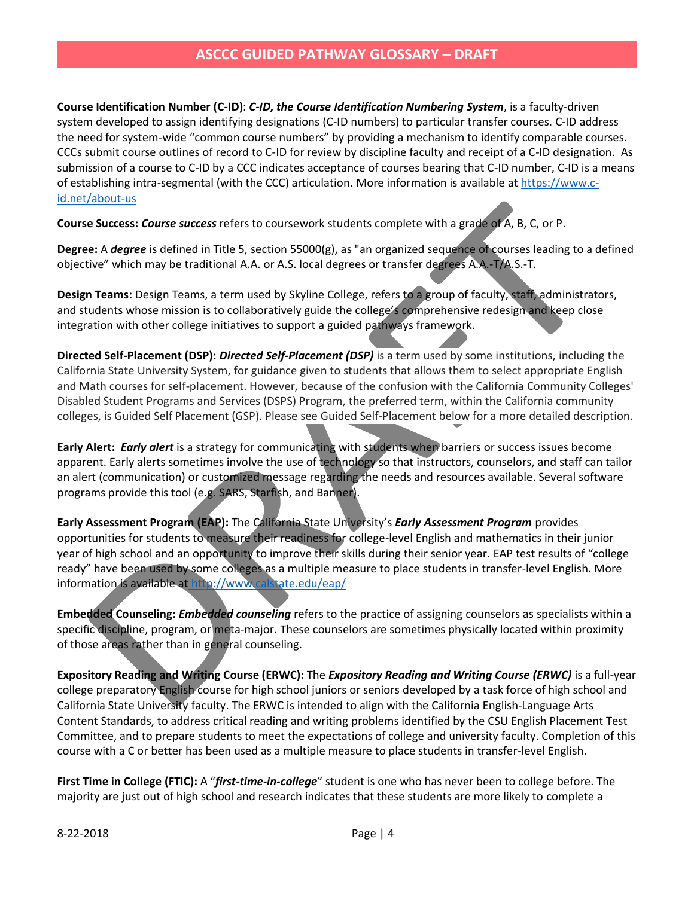**Course Identification Number (C-ID)**: ***C-ID, the Course Identification Numbering System***, is a faculty-driven system developed to assign identifying designations (C-ID numbers) to particular transfer courses. C-ID address the need for system-wide "common course numbers" by providing a mechanism to identify comparable courses. CCCs submit course outlines of record to C-ID for review by discipline faculty and receipt of a C-ID designation. As submission of a course to C-ID by a CCC indicates acceptance of courses bearing that C-ID number, C-ID is a means of establishing intra-segmental (with the CCC) articulation. More information is available at [https://www.c-id.net/about-us](https://www.c-id.net/about-us)

**Course Success:** ***Course success*** refers to coursework students complete with a grade of A, B, C, or P.

**Degree:** A ***degree*** is defined in Title 5, section 55000(g), as "an organized sequence of courses leading to a defined objective" which may be traditional A.A. or A.S. local degrees or transfer degrees A.A.-T/A.S.-T.

**Design Teams:** Design Teams, a term used by Skyline College, refers to a group of faculty, staff, administrators, and students whose mission is to collaboratively guide the college's comprehensive redesign and keep close integration with other college initiatives to support a guided pathways framework.

**Directed Self-Placement (DSP):** ***Directed Self-Placement (DSP)*** is a term used by some institutions, including the California State University System, for guidance given to students that allows them to select appropriate English and Math courses for self-placement. However, because of the confusion with the California Community Colleges' Disabled Student Programs and Services (DSPS) Program, the preferred term, within the California community colleges, is Guided Self Placement (GSP). Please see Guided Self-Placement below for a more detailed description.

**Early Alert:** ***Early alert*** is a strategy for communicating with students when barriers or success issues become apparent. Early alerts sometimes involve the use of technology so that instructors, counselors, and staff can tailor an alert (communication) or customized message regarding the needs and resources available. Several software programs provide this tool (e.g. SARS, Starfish, and Banner).

**Early Assessment Program (EAP):** The California State University's ***Early Assessment Program*** provides opportunities for students to measure their readiness for college-level English and mathematics in their junior year of high school and an opportunity to improve their skills during their senior year. EAP test results of "college ready" have been used by some colleges as a multiple measure to place students in transfer-level English. More information is available at [http://www.calstate.edu/eap/](http://www.calstate.edu/eap/)

**Embedded Counseling:** ***Embedded counseling*** refers to the practice of assigning counselors as specialists within a specific discipline, program, or meta-major. These counselors are sometimes physically located within proximity of those areas rather than in general counseling.

**Expository Reading and Writing Course (ERWC):** The ***Expository Reading and Writing Course (ERWC)*** is a full-year college preparatory English course for high school juniors or seniors developed by a task force of high school and California State University faculty. The ERWC is intended to align with the California English-Language Arts Content Standards, to address critical reading and writing problems identified by the CSU English Placement Test Committee, and to prepare students to meet the expectations of college and university faculty. Completion of this course with a C or better has been used as a multiple measure to place students in transfer-level English.

**First Time in College (FTIC):** A "***first-time-in-college***" student is one who has never been to college before. The majority are just out of high school and research indicates that these students are more likely to complete a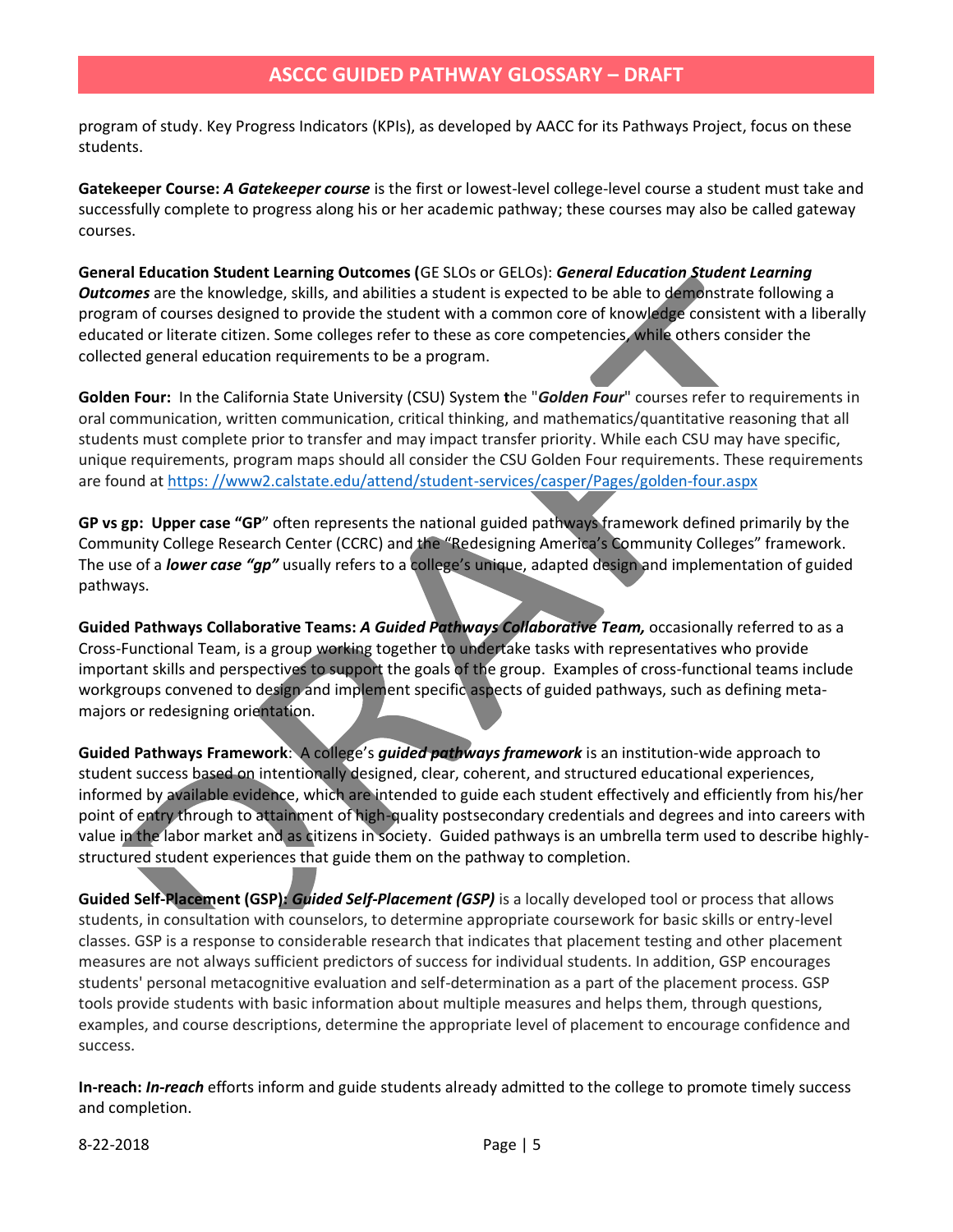program of study. Key Progress Indicators (KPIs), as developed by AACC for its Pathways Project, focus on these students.

**Gatekeeper Course:** ***A Gatekeeper course*** is the first or lowest-level college-level course a student must take and successfully complete to progress along his or her academic pathway; these courses may also be called gateway courses.

**General Education Student Learning Outcomes (**GE SLOs or GELOs): ***General Education Student Learning Outcomes*** are the knowledge, skills, and abilities a student is expected to be able to demonstrate following a program of courses designed to provide the student with a common core of knowledge consistent with a liberally educated or literate citizen. Some colleges refer to these as core competencies, while others consider the collected general education requirements to be a program.

**Golden Four:** In the California State University (CSU) System **t**he "***Golden Four***" courses refer to requirements in oral communication, written communication, critical thinking, and mathematics/quantitative reasoning that all students must complete prior to transfer and may impact transfer priority. While each CSU may have specific, unique requirements, program maps should all consider the CSU Golden Four requirements. These requirements are found at [https: //www2.calstate.edu/attend/student-services/casper/Pages/golden-four.aspx](https://www2.calstate.edu/attend/student-services/casper/Pages/golden-four.aspx)

**GP vs gp: Upper case "GP**" often represents the national guided pathways framework defined primarily by the Community College Research Center (CCRC) and the "Redesigning America's Community Colleges" framework. The use of a ***lower case "gp"*** usually refers to a college's unique, adapted design and implementation of guided pathways.

**Guided Pathways Collaborative Teams:** ***A Guided Pathways Collaborative Team,*** occasionally referred to as a Cross-Functional Team, is a group working together to undertake tasks with representatives who provide important skills and perspectives to support the goals of the group. Examples of cross-functional teams include workgroups convened to design and implement specific aspects of guided pathways, such as defining meta-majors or redesigning orientation.

**Guided Pathways Framework**: A college's ***guided pathways framework*** is an institution-wide approach to student success based on intentionally designed, clear, coherent, and structured educational experiences, informed by available evidence, which are intended to guide each student effectively and efficiently from his/her point of entry through to attainment of high-quality postsecondary credentials and degrees and into careers with value in the labor market and as citizens in society. Guided pathways is an umbrella term used to describe highly-structured student experiences that guide them on the pathway to completion.

**Guided Self-Placement (GSP)*: Guided Self-Placement (GSP)*** is a locally developed tool or process that allows students, in consultation with counselors, to determine appropriate coursework for basic skills or entry-level classes. GSP is a response to considerable research that indicates that placement testing and other placement measures are not always sufficient predictors of success for individual students. In addition, GSP encourages students' personal metacognitive evaluation and self-determination as a part of the placement process. GSP tools provide students with basic information about multiple measures and helps them, through questions, examples, and course descriptions, determine the appropriate level of placement to encourage confidence and success.

**In-reach:** ***In-reach*** efforts inform and guide students already admitted to the college to promote timely success and completion.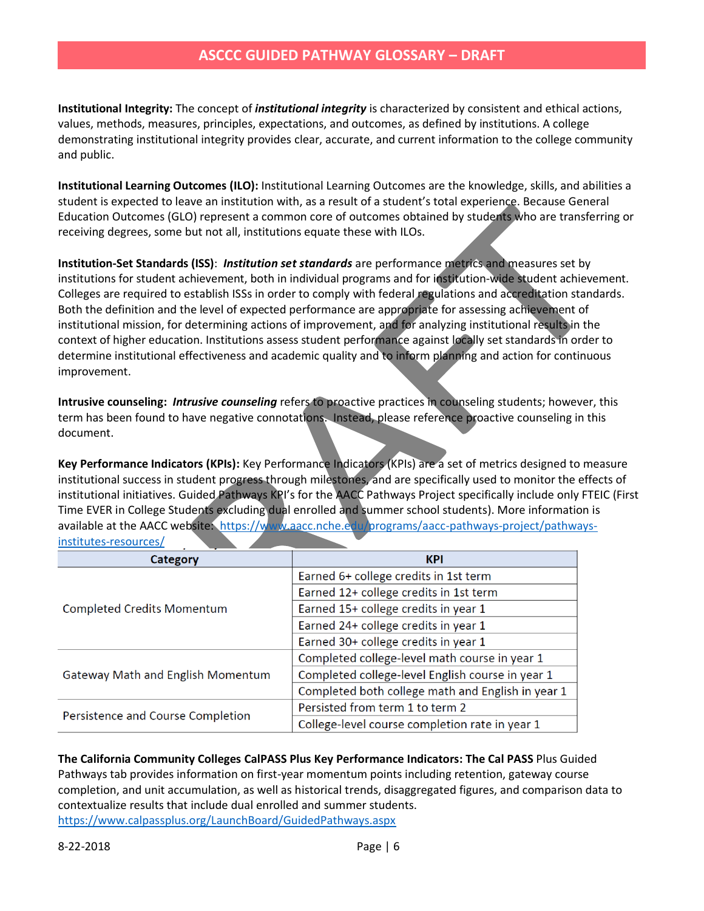**Institutional Integrity:** The concept of ***institutional integrity*** is characterized by consistent and ethical actions, values, methods, measures, principles, expectations, and outcomes, as defined by institutions. A college demonstrating institutional integrity provides clear, accurate, and current information to the college community and public.

**Institutional Learning Outcomes (ILO):** Institutional Learning Outcomes are the knowledge, skills, and abilities a student is expected to leave an institution with, as a result of a student's total experience. Because General Education Outcomes (GLO) represent a common core of outcomes obtained by students who are transferring or receiving degrees, some but not all, institutions equate these with ILOs.

**Institution-Set Standards (ISS)**: ***Institution set standards*** are performance metrics and measures set by institutions for student achievement, both in individual programs and for institution-wide student achievement. Colleges are required to establish ISSs in order to comply with federal regulations and accreditation standards. Both the definition and the level of expected performance are appropriate for assessing achievement of institutional mission, for determining actions of improvement, and for analyzing institutional results in the context of higher education. Institutions assess student performance against locally set standards in order to determine institutional effectiveness and academic quality and to inform planning and action for continuous improvement.

**Intrusive counseling:** ***Intrusive counseling*** refers to proactive practices in counseling students; however, this term has been found to have negative connotations. Instead, please reference proactive counseling in this document.

**Key Performance Indicators (KPIs):** Key Performance Indicators (KPIs) are a set of metrics designed to measure institutional success in student progress through milestones, and are specifically used to monitor the effects of institutional initiatives. Guided Pathways KPI's for the AACC Pathways Project specifically include only FTEIC (First Time EVER in College Students excluding dual enrolled and summer school students). More information is available at the AACC website: https://www.aacc.nche.edu/programs/aacc-pathways-project/pathways-institutes-resources/

| Category | KPI |
|---|---|
| Completed Credits Momentum | Earned 6+ college credits in 1st term |
| | Earned 12+ college credits in 1st term |
| | Earned 15+ college credits in year 1 |
| | Earned 24+ college credits in year 1 |
| | Earned 30+ college credits in year 1 |
| Gateway Math and English Momentum | Completed college-level math course in year 1 |
| | Completed college-level English course in year 1 |
| | Completed both college math and English in year 1 |
| Persistence and Course Completion | Persisted from term 1 to term 2 |
| | College-level course completion rate in year 1 |

**The California Community Colleges CalPASS Plus Key Performance Indicators: The Cal PASS** Plus Guided Pathways tab provides information on first-year momentum points including retention, gateway course completion, and unit accumulation, as well as historical trends, disaggregated figures, and comparison data to contextualize results that include dual enrolled and summer students.
https://www.calpassplus.org/LaunchBoard/GuidedPathways.aspx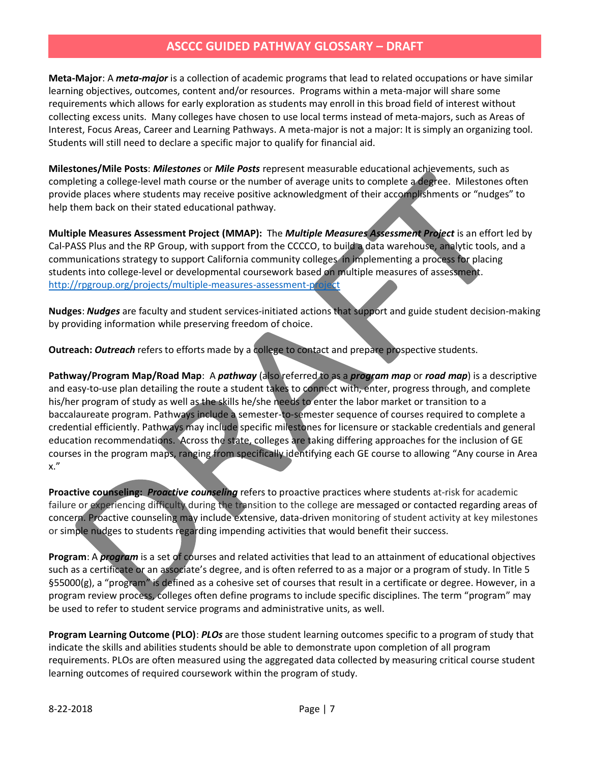**Meta-Major**: A ***meta-major*** is a collection of academic programs that lead to related occupations or have similar learning objectives, outcomes, content and/or resources. Programs within a meta-major will share some requirements which allows for early exploration as students may enroll in this broad field of interest without collecting excess units. Many colleges have chosen to use local terms instead of meta-majors, such as Areas of Interest, Focus Areas, Career and Learning Pathways. A meta-major is not a major: It is simply an organizing tool. Students will still need to declare a specific major to qualify for financial aid.

**Milestones/Mile Posts**: ***Milestones*** or ***Mile Posts*** represent measurable educational achievements, such as completing a college-level math course or the number of average units to complete a degree. Milestones often provide places where students may receive positive acknowledgment of their accomplishments or "nudges" to help them back on their stated educational pathway.

**Multiple Measures Assessment Project (MMAP):** The ***Multiple Measures Assessment Project*** is an effort led by Cal-PASS Plus and the RP Group, with support from the CCCCO, to build a data warehouse, analytic tools, and a communications strategy to support California community colleges in implementing a process for placing students into college-level or developmental coursework based on multiple measures of assessment. http://rpgroup.org/projects/multiple-measures-assessment-project

**Nudges**: ***Nudges*** are faculty and student services-initiated actions that support and guide student decision-making by providing information while preserving freedom of choice.

**Outreach:** ***Outreach*** refers to efforts made by a college to contact and prepare prospective students.

**Pathway/Program Map/Road Map**: A ***pathway*** (also referred to as a ***program map*** or ***road map***) is a descriptive and easy-to-use plan detailing the route a student takes to connect with, enter, progress through, and complete his/her program of study as well as the skills he/she needs to enter the labor market or transition to a baccalaureate program. Pathways include a semester-to-semester sequence of courses required to complete a credential efficiently. Pathways may include specific milestones for licensure or stackable credentials and general education recommendations. Across the state, colleges are taking differing approaches for the inclusion of GE courses in the program maps, ranging from specifically identifying each GE course to allowing "Any course in Area x."

**Proactive counseling:** ***Proactive counseling*** refers to proactive practices where students at-risk for academic failure or experiencing difficulty during the transition to the college are messaged or contacted regarding areas of concern. Proactive counseling may include extensive, data-driven monitoring of student activity at key milestones or simple nudges to students regarding impending activities that would benefit their success.

**Program**: A ***program*** is a set of courses and related activities that lead to an attainment of educational objectives such as a certificate or an associate's degree, and is often referred to as a major or a program of study. In Title 5 §55000(g), a "program" is defined as a cohesive set of courses that result in a certificate or degree. However, in a program review process, colleges often define programs to include specific disciplines. The term "program" may be used to refer to student service programs and administrative units, as well.

**Program Learning Outcome (PLO)**: ***PLOs*** are those student learning outcomes specific to a program of study that indicate the skills and abilities students should be able to demonstrate upon completion of all program requirements. PLOs are often measured using the aggregated data collected by measuring critical course student learning outcomes of required coursework within the program of study.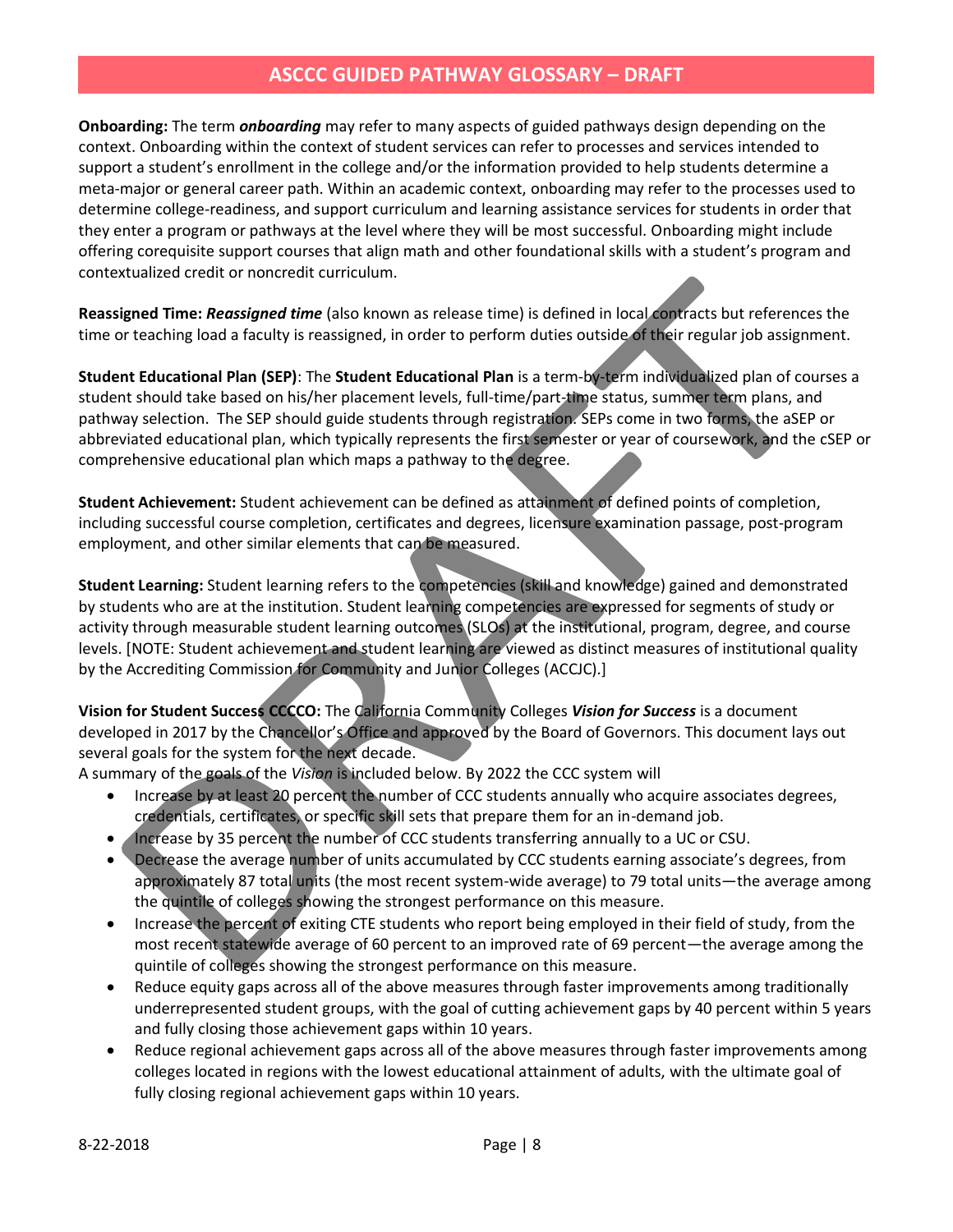**Onboarding:** The term ***onboarding*** may refer to many aspects of guided pathways design depending on the context. Onboarding within the context of student services can refer to processes and services intended to support a student's enrollment in the college and/or the information provided to help students determine a meta-major or general career path. Within an academic context, onboarding may refer to the processes used to determine college-readiness, and support curriculum and learning assistance services for students in order that they enter a program or pathways at the level where they will be most successful. Onboarding might include offering corequisite support courses that align math and other foundational skills with a student's program and contextualized credit or noncredit curriculum.

**Reassigned Time:** ***Reassigned time*** (also known as release time) is defined in local contracts but references the time or teaching load a faculty is reassigned, in order to perform duties outside of their regular job assignment.

**Student Educational Plan (SEP)**: The **Student Educational Plan** is a term-by-term individualized plan of courses a student should take based on his/her placement levels, full-time/part-time status, summer term plans, and pathway selection. The SEP should guide students through registration. SEPs come in two forms, the aSEP or abbreviated educational plan, which typically represents the first semester or year of coursework, and the cSEP or comprehensive educational plan which maps a pathway to the degree.

**Student Achievement:** Student achievement can be defined as attainment of defined points of completion, including successful course completion, certificates and degrees, licensure examination passage, post-program employment, and other similar elements that can be measured.

**Student Learning:** Student learning refers to the competencies (skill and knowledge) gained and demonstrated by students who are at the institution. Student learning competencies are expressed for segments of study or activity through measurable student learning outcomes (SLOs) at the institutional, program, degree, and course levels. [NOTE: Student achievement and student learning are viewed as distinct measures of institutional quality by the Accrediting Commission for Community and Junior Colleges (ACCJC).]

**Vision for Student Success CCCCO:** The California Community Colleges ***Vision for Success*** is a document developed in 2017 by the Chancellor's Office and approved by the Board of Governors. This document lays out several goals for the system for the next decade.

A summary of the goals of the *Vision* is included below. By 2022 the CCC system will

- Increase by at least 20 percent the number of CCC students annually who acquire associates degrees, credentials, certificates, or specific skill sets that prepare them for an in-demand job.
- Increase by 35 percent the number of CCC students transferring annually to a UC or CSU.
- Decrease the average number of units accumulated by CCC students earning associate's degrees, from approximately 87 total units (the most recent system-wide average) to 79 total units—the average among the quintile of colleges showing the strongest performance on this measure.
- Increase the percent of exiting CTE students who report being employed in their field of study, from the most recent statewide average of 60 percent to an improved rate of 69 percent—the average among the quintile of colleges showing the strongest performance on this measure.
- Reduce equity gaps across all of the above measures through faster improvements among traditionally underrepresented student groups, with the goal of cutting achievement gaps by 40 percent within 5 years and fully closing those achievement gaps within 10 years.
- Reduce regional achievement gaps across all of the above measures through faster improvements among colleges located in regions with the lowest educational attainment of adults, with the ultimate goal of fully closing regional achievement gaps within 10 years.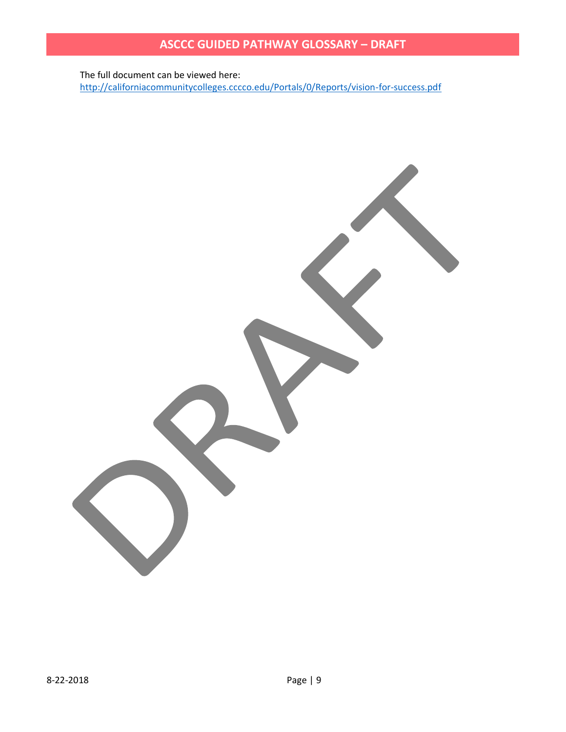The full document can be viewed here:
http://californiacommunitycolleges.cccco.edu/Portals/0/Reports/vision-for-success.pdf